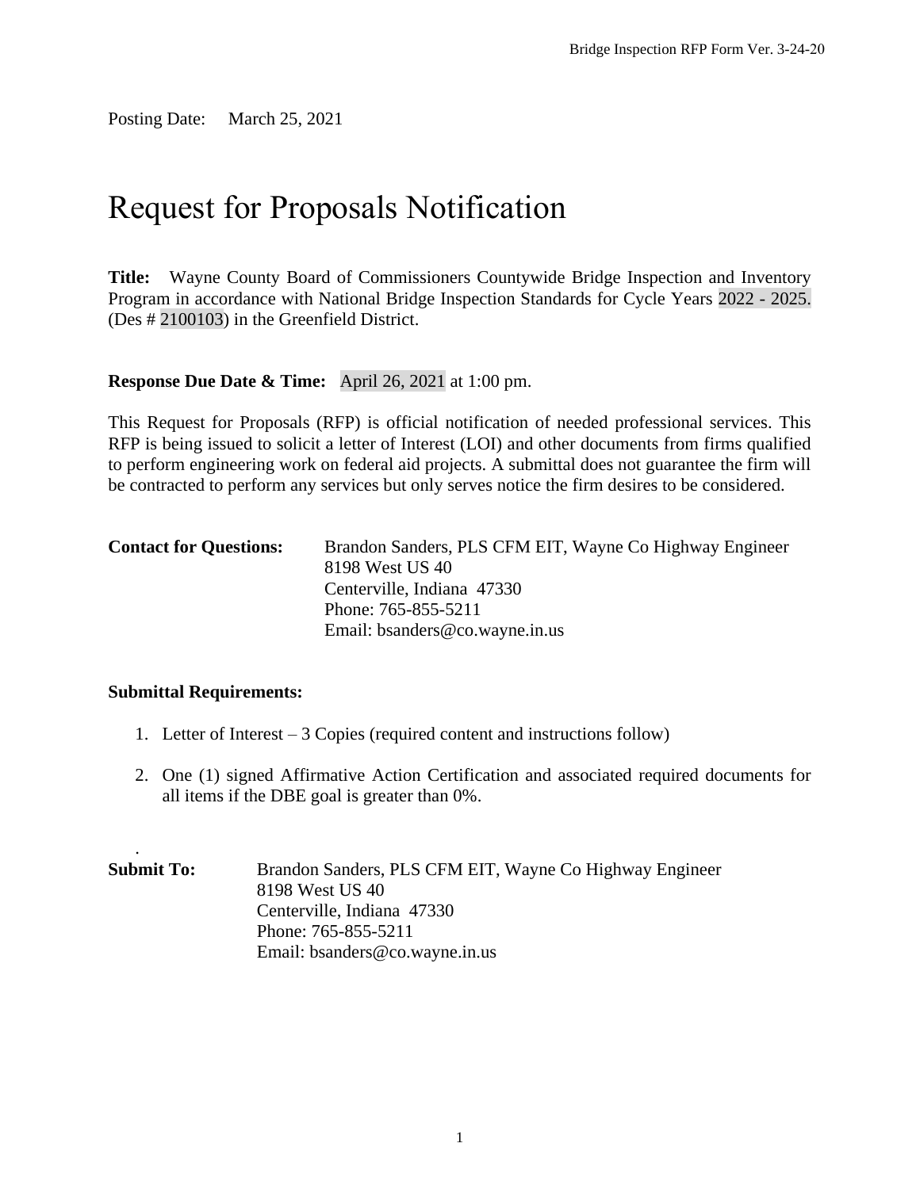Posting Date: March 25, 2021

# Request for Proposals Notification

**Title:** Wayne County Board of Commissioners Countywide Bridge Inspection and Inventory Program in accordance with National Bridge Inspection Standards for Cycle Years 2022 - 2025. (Des # 2100103) in the Greenfield District.

**Response Due Date & Time:** April 26, 2021 at 1:00 pm.

This Request for Proposals (RFP) is official notification of needed professional services. This RFP is being issued to solicit a letter of Interest (LOI) and other documents from firms qualified to perform engineering work on federal aid projects. A submittal does not guarantee the firm will be contracted to perform any services but only serves notice the firm desires to be considered.

**Contact for Questions:** Brandon Sanders, PLS CFM EIT, Wayne Co Highway Engineer
8198 West US 40
Centerville, Indiana 47330
Phone: 765-855-5211
Email: bsanders@co.wayne.in.us

**Submittal Requirements:**

1. Letter of Interest – 3 Copies (required content and instructions follow)

2. One (1) signed Affirmative Action Certification and associated required documents for all items if the DBE goal is greater than 0%.

.

**Submit To:** Brandon Sanders, PLS CFM EIT, Wayne Co Highway Engineer
8198 West US 40
Centerville, Indiana 47330
Phone: 765-855-5211
Email: bsanders@co.wayne.in.us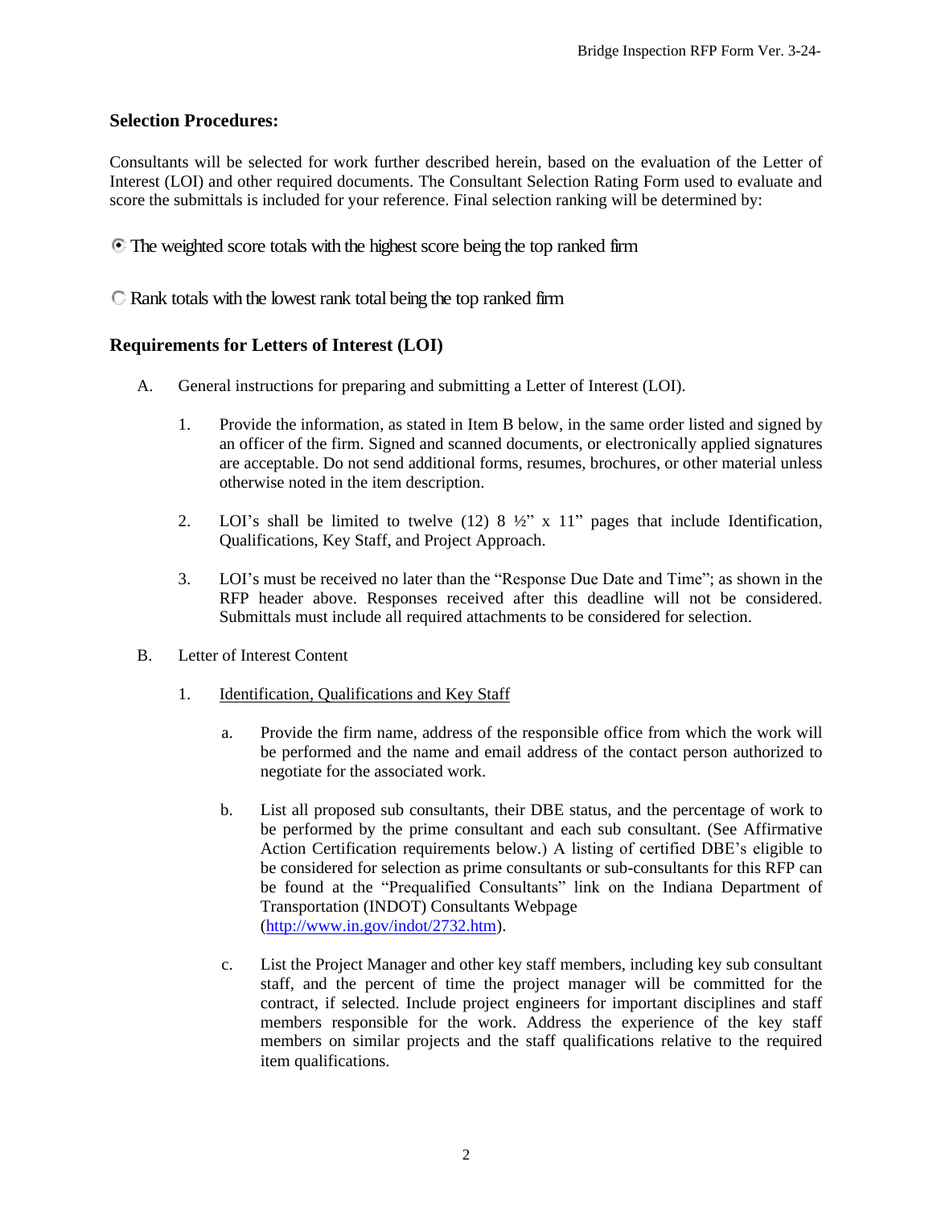## Selection Procedures:

Consultants will be selected for work further described herein, based on the evaluation of the Letter of Interest (LOI) and other required documents. The Consultant Selection Rating Form used to evaluate and score the submittals is included for your reference. Final selection ranking will be determined by:

◉ The weighted score totals with the highest score being the top ranked firm

○ Rank totals with the lowest rank total being the top ranked firm

## Requirements for Letters of Interest (LOI)

A. General instructions for preparing and submitting a Letter of Interest (LOI).

   1. Provide the information, as stated in Item B below, in the same order listed and signed by an officer of the firm. Signed and scanned documents, or electronically applied signatures are acceptable. Do not send additional forms, resumes, brochures, or other material unless otherwise noted in the item description.

   2. LOI's shall be limited to twelve (12) 8 ½" x 11" pages that include Identification, Qualifications, Key Staff, and Project Approach.

   3. LOI's must be received no later than the "Response Due Date and Time"; as shown in the RFP header above. Responses received after this deadline will not be considered. Submittals must include all required attachments to be considered for selection.

B. Letter of Interest Content

   1. Identification, Qualifications and Key Staff

      a. Provide the firm name, address of the responsible office from which the work will be performed and the name and email address of the contact person authorized to negotiate for the associated work.

      b. List all proposed sub consultants, their DBE status, and the percentage of work to be performed by the prime consultant and each sub consultant. (See Affirmative Action Certification requirements below.) A listing of certified DBE's eligible to be considered for selection as prime consultants or sub-consultants for this RFP can be found at the "Prequalified Consultants" link on the Indiana Department of Transportation (INDOT) Consultants Webpage (http://www.in.gov/indot/2732.htm).

      c. List the Project Manager and other key staff members, including key sub consultant staff, and the percent of time the project manager will be committed for the contract, if selected. Include project engineers for important disciplines and staff members responsible for the work. Address the experience of the key staff members on similar projects and the staff qualifications relative to the required item qualifications.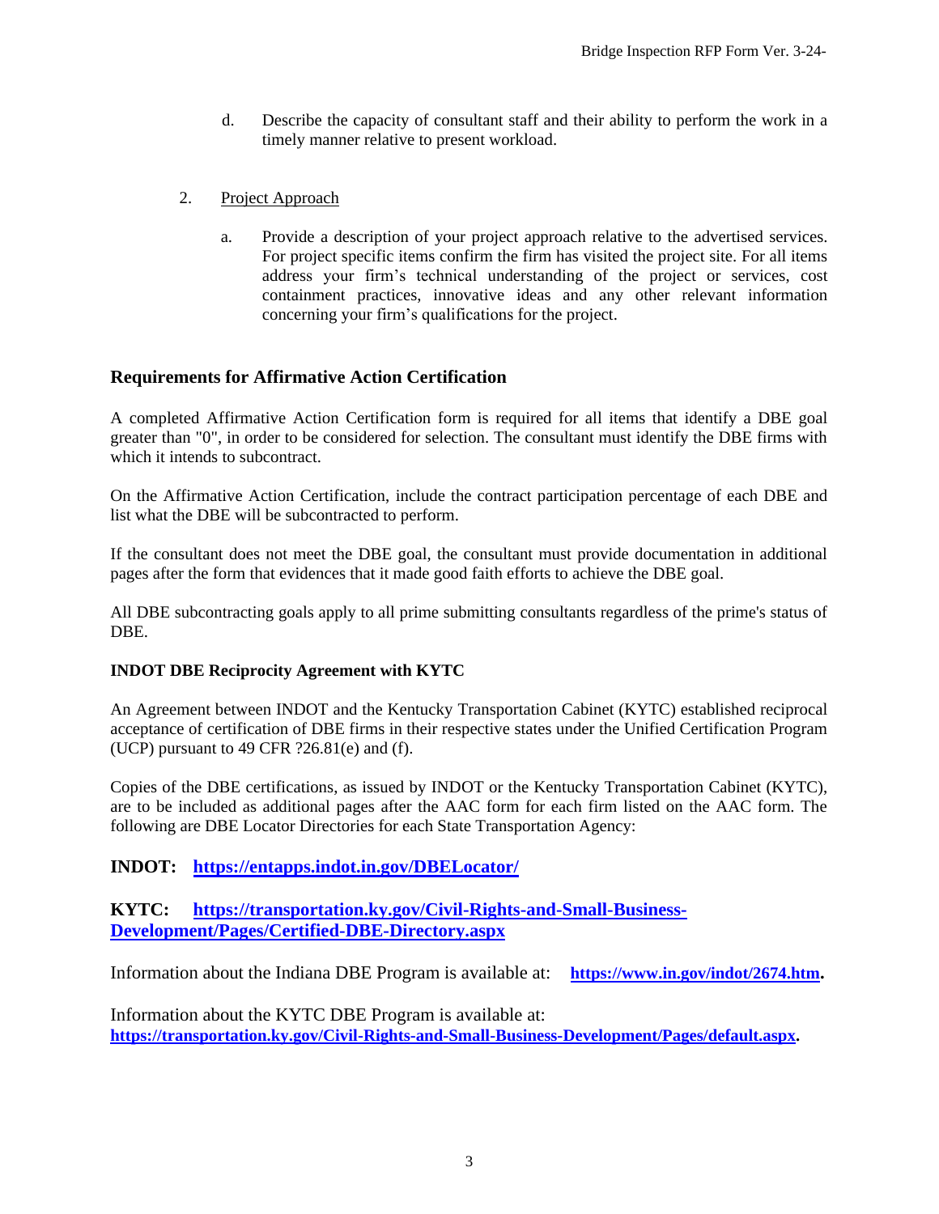d. Describe the capacity of consultant staff and their ability to perform the work in a timely manner relative to present workload.

2. Project Approach

   a. Provide a description of your project approach relative to the advertised services. For project specific items confirm the firm has visited the project site. For all items address your firm's technical understanding of the project or services, cost containment practices, innovative ideas and any other relevant information concerning your firm's qualifications for the project.

## Requirements for Affirmative Action Certification

A completed Affirmative Action Certification form is required for all items that identify a DBE goal greater than "0", in order to be considered for selection. The consultant must identify the DBE firms with which it intends to subcontract.

On the Affirmative Action Certification, include the contract participation percentage of each DBE and list what the DBE will be subcontracted to perform.

If the consultant does not meet the DBE goal, the consultant must provide documentation in additional pages after the form that evidences that it made good faith efforts to achieve the DBE goal.

All DBE subcontracting goals apply to all prime submitting consultants regardless of the prime's status of DBE.

### INDOT DBE Reciprocity Agreement with KYTC

An Agreement between INDOT and the Kentucky Transportation Cabinet (KYTC) established reciprocal acceptance of certification of DBE firms in their respective states under the Unified Certification Program (UCP) pursuant to 49 CFR ?26.81(e) and (f).

Copies of the DBE certifications, as issued by INDOT or the Kentucky Transportation Cabinet (KYTC), are to be included as additional pages after the AAC form for each firm listed on the AAC form. The following are DBE Locator Directories for each State Transportation Agency:

**INDOT: https://entapps.indot.in.gov/DBELocator/**

**KYTC: https://transportation.ky.gov/Civil-Rights-and-Small-Business-Development/Pages/Certified-DBE-Directory.aspx**

Information about the Indiana DBE Program is available at: **https://www.in.gov/indot/2674.htm.**

Information about the KYTC DBE Program is available at: **https://transportation.ky.gov/Civil-Rights-and-Small-Business-Development/Pages/default.aspx.**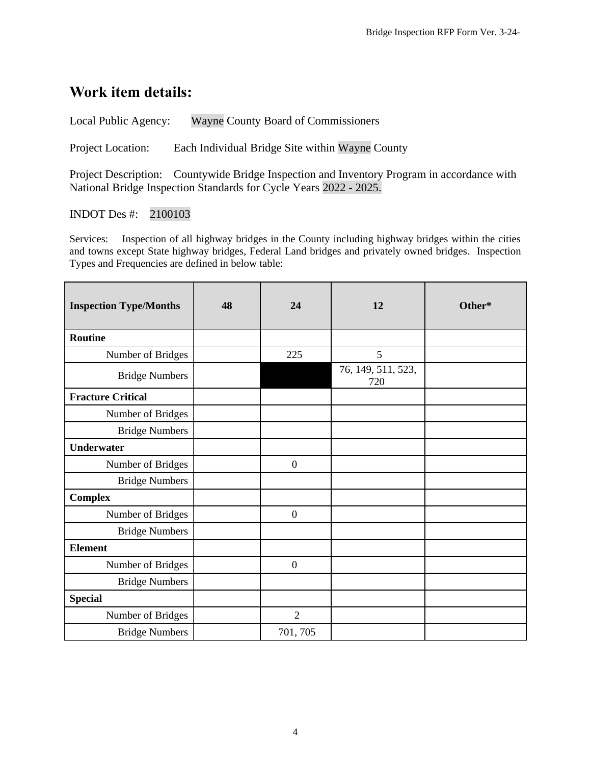## Work item details:

Local Public Agency: Wayne County Board of Commissioners

Project Location: Each Individual Bridge Site within Wayne County

Project Description: Countywide Bridge Inspection and Inventory Program in accordance with National Bridge Inspection Standards for Cycle Years 2022 - 2025.

INDOT Des #: 2100103

Services: Inspection of all highway bridges in the County including highway bridges within the cities and towns except State highway bridges, Federal Land bridges and privately owned bridges. Inspection Types and Frequencies are defined in below table:

| Inspection Type/Months | 48 | 24 | 12 | Other* |
|---|---|---|---|---|
| **Routine** | | | | |
| Number of Bridges | | 225 | 5 | |
| Bridge Numbers | | | 76, 149, 511, 523, 720 | |
| **Fracture Critical** | | | | |
| Number of Bridges | | | | |
| Bridge Numbers | | | | |
| **Underwater** | | | | |
| Number of Bridges | | 0 | | |
| Bridge Numbers | | | | |
| **Complex** | | | | |
| Number of Bridges | | 0 | | |
| Bridge Numbers | | | | |
| **Element** | | | | |
| Number of Bridges | | 0 | | |
| Bridge Numbers | | | | |
| **Special** | | | | |
| Number of Bridges | | 2 | | |
| Bridge Numbers | | 701, 705 | | |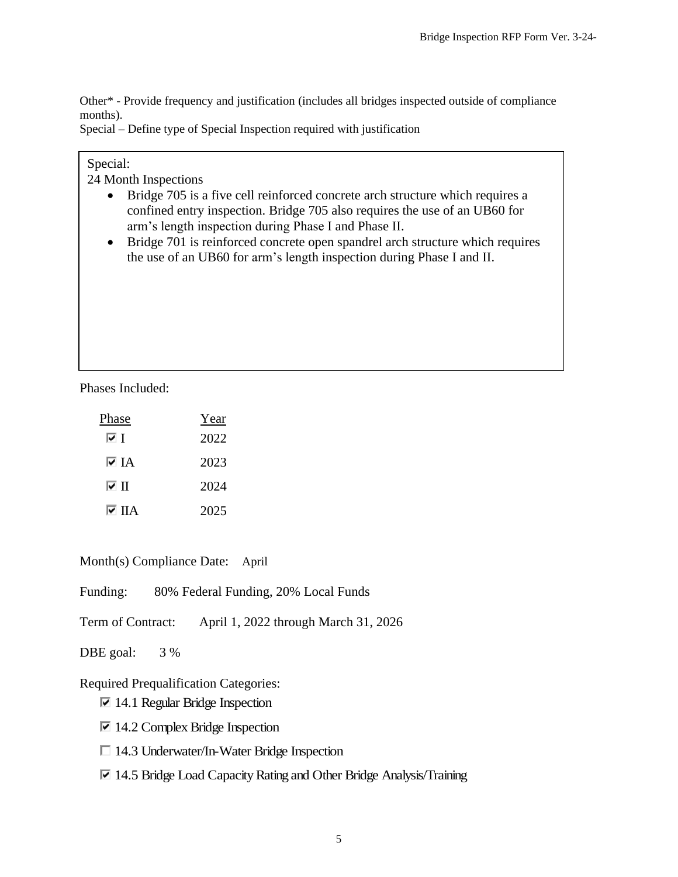Other* - Provide frequency and justification (includes all bridges inspected outside of compliance months).
Special – Define type of Special Inspection required with justification

Special:
24 Month Inspections

- Bridge 705 is a five cell reinforced concrete arch structure which requires a confined entry inspection. Bridge 705 also requires the use of an UB60 for arm's length inspection during Phase I and Phase II.
- Bridge 701 is reinforced concrete open spandrel arch structure which requires the use of an UB60 for arm's length inspection during Phase I and II.

Phases Included:

| Phase | Year |
|---|---|
| ☑ I | 2022 |
| ☑ IA | 2023 |
| ☑ II | 2024 |
| ☑ IIA | 2025 |

Month(s) Compliance Date: April

Funding: 80% Federal Funding, 20% Local Funds

Term of Contract: April 1, 2022 through March 31, 2026

DBE goal: 3 %

Required Prequalification Categories:

☑ 14.1 Regular Bridge Inspection

☑ 14.2 Complex Bridge Inspection

☐ 14.3 Underwater/In-Water Bridge Inspection

☑ 14.5 Bridge Load Capacity Rating and Other Bridge Analysis/Training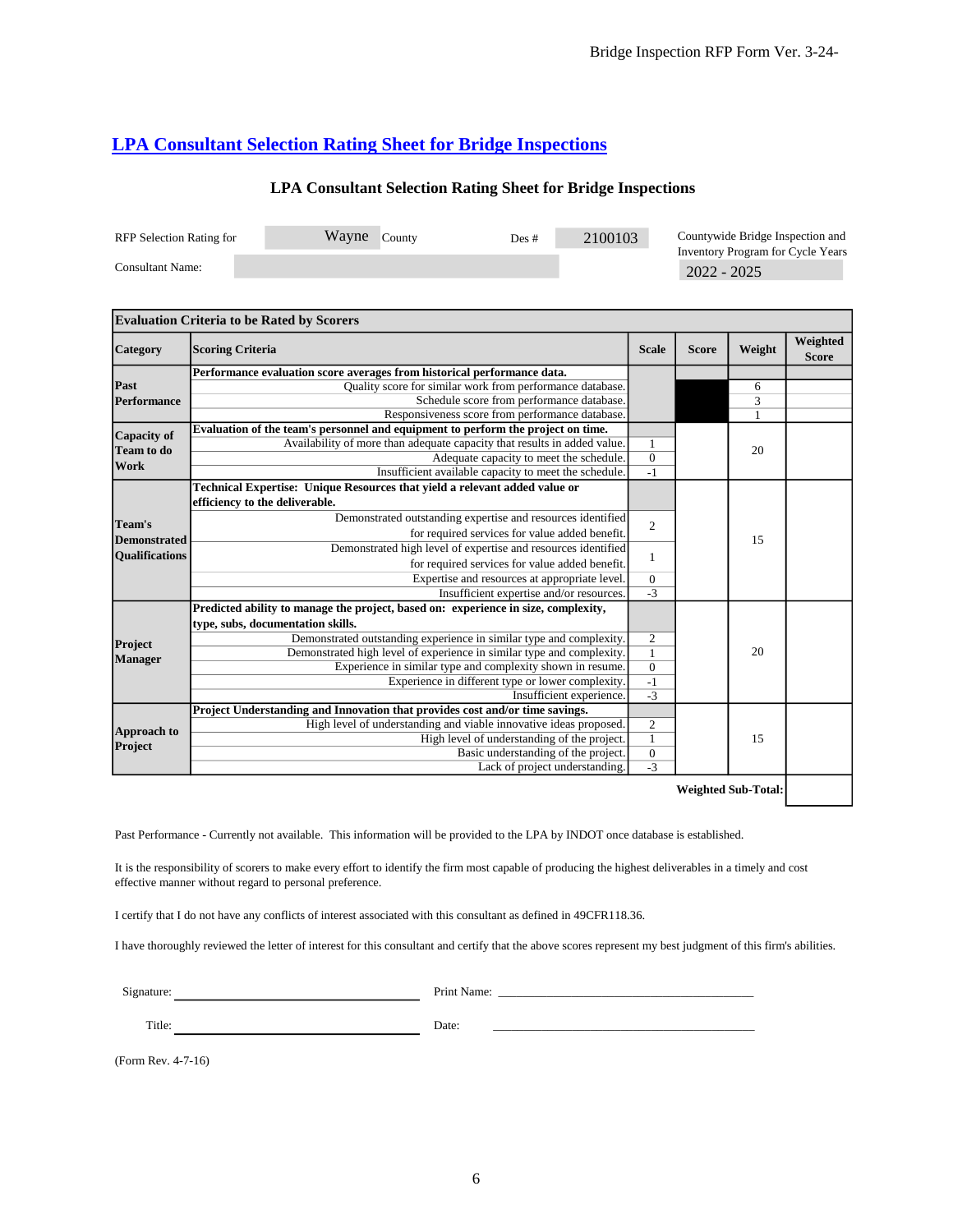## LPA Consultant Selection Rating Sheet for Bridge Inspections

### LPA Consultant Selection Rating Sheet for Bridge Inspections

RFP Selection Rating for Wayne County Des # 2100103 Countywide Bridge Inspection and Inventory Program for Cycle Years 2022 - 2025

Consultant Name:

| Category | Scoring Criteria | Scale | Score | Weight | Weighted Score |
|---|---|---|---|---|---|
| **Evaluation Criteria to be Rated by Scorers** | | | | | |
| Past Performance | **Performance evaluation score averages from historical performance data.** | | | | |
| | Quality score for similar work from performance database. | | | 6 | |
| | Schedule score from performance database. | | | 3 | |
| | Responsiveness score from performance database. | | | 1 | |
| Capacity of Team to do Work | **Evaluation of the team's personnel and equipment to perform the project on time.** | | | 20 | |
| | Availability of more than adequate capacity that results in added value. | 1 | | | |
| | Adequate capacity to meet the schedule. | 0 | | | |
| | Insufficient available capacity to meet the schedule. | -1 | | | |
| Team's Demonstrated Qualifications | **Technical Expertise: Unique Resources that yield a relevant added value or efficiency to the deliverable.** | | | 15 | |
| | Demonstrated outstanding expertise and resources identified for required services for value added benefit. | 2 | | | |
| | Demonstrated high level of expertise and resources identified for required services for value added benefit. | 1 | | | |
| | Expertise and resources at appropriate level. | 0 | | | |
| | Insufficient expertise and/or resources. | -3 | | | |
| Project Manager | **Predicted ability to manage the project, based on: experience in size, complexity, type, subs, documentation skills.** | | | 20 | |
| | Demonstrated outstanding experience in similar type and complexity. | 2 | | | |
| | Demonstrated high level of experience in similar type and complexity. | 1 | | | |
| | Experience in similar type and complexity shown in resume. | 0 | | | |
| | Experience in different type or lower complexity. | -1 | | | |
| | Insufficient experience. | -3 | | | |
| Approach to Project | **Project Understanding and Innovation that provides cost and/or time savings.** | | | 15 | |
| | High level of understanding and viable innovative ideas proposed. | 2 | | | |
| | High level of understanding of the project. | 1 | | | |
| | Basic understanding of the project. | 0 | | | |
| | Lack of project understanding. | -3 | | | |
| | | | | **Weighted Sub-Total:** | |

Past Performance - Currently not available. This information will be provided to the LPA by INDOT once database is established.

It is the responsibility of scorers to make every effort to identify the firm most capable of producing the highest deliverables in a timely and cost effective manner without regard to personal preference.

I certify that I do not have any conflicts of interest associated with this consultant as defined in 49CFR118.36.

I have thoroughly reviewed the letter of interest for this consultant and certify that the above scores represent my best judgment of this firm's abilities.

Signature: ______________________ Print Name: ______________________

Title: ______________________ Date: ______________________

(Form Rev. 4-7-16)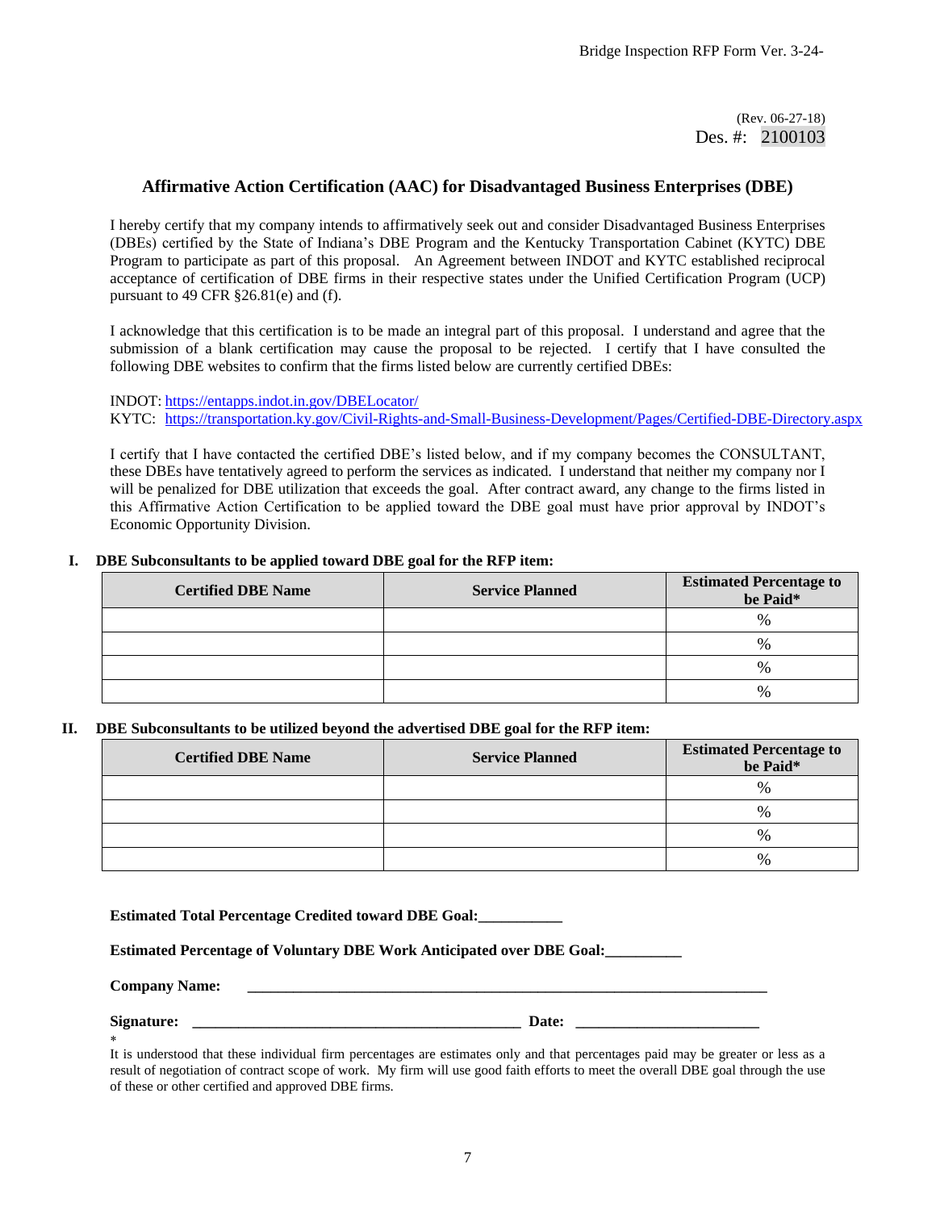(Rev. 06-27-18)
Des. #: 2100103

## Affirmative Action Certification (AAC) for Disadvantaged Business Enterprises (DBE)

I hereby certify that my company intends to affirmatively seek out and consider Disadvantaged Business Enterprises (DBEs) certified by the State of Indiana's DBE Program and the Kentucky Transportation Cabinet (KYTC) DBE Program to participate as part of this proposal. An Agreement between INDOT and KYTC established reciprocal acceptance of certification of DBE firms in their respective states under the Unified Certification Program (UCP) pursuant to 49 CFR §26.81(e) and (f).

I acknowledge that this certification is to be made an integral part of this proposal. I understand and agree that the submission of a blank certification may cause the proposal to be rejected. I certify that I have consulted the following DBE websites to confirm that the firms listed below are currently certified DBEs:

INDOT: https://entapps.indot.in.gov/DBELocator/
KYTC: https://transportation.ky.gov/Civil-Rights-and-Small-Business-Development/Pages/Certified-DBE-Directory.aspx

I certify that I have contacted the certified DBE's listed below, and if my company becomes the CONSULTANT, these DBEs have tentatively agreed to perform the services as indicated. I understand that neither my company nor I will be penalized for DBE utilization that exceeds the goal. After contract award, any change to the firms listed in this Affirmative Action Certification to be applied toward the DBE goal must have prior approval by INDOT's Economic Opportunity Division.

**I. DBE Subconsultants to be applied toward DBE goal for the RFP item:**

| Certified DBE Name | Service Planned | Estimated Percentage to be Paid* |
|---|---|---|
| | | % |
| | | % |
| | | % |
| | | % |

**II. DBE Subconsultants to be utilized beyond the advertised DBE goal for the RFP item:**

| Certified DBE Name | Service Planned | Estimated Percentage to be Paid* |
|---|---|---|
| | | % |
| | | % |
| | | % |
| | | % |

**Estimated Total Percentage Credited toward DBE Goal:**___________

**Estimated Percentage of Voluntary DBE Work Anticipated over DBE Goal:**__________

**Company Name:** ________________________________________________________________________

**Signature:** _____________________________________________ **Date:** _________________________

*
It is understood that these individual firm percentages are estimates only and that percentages paid may be greater or less as a result of negotiation of contract scope of work. My firm will use good faith efforts to meet the overall DBE goal through the use of these or other certified and approved DBE firms.